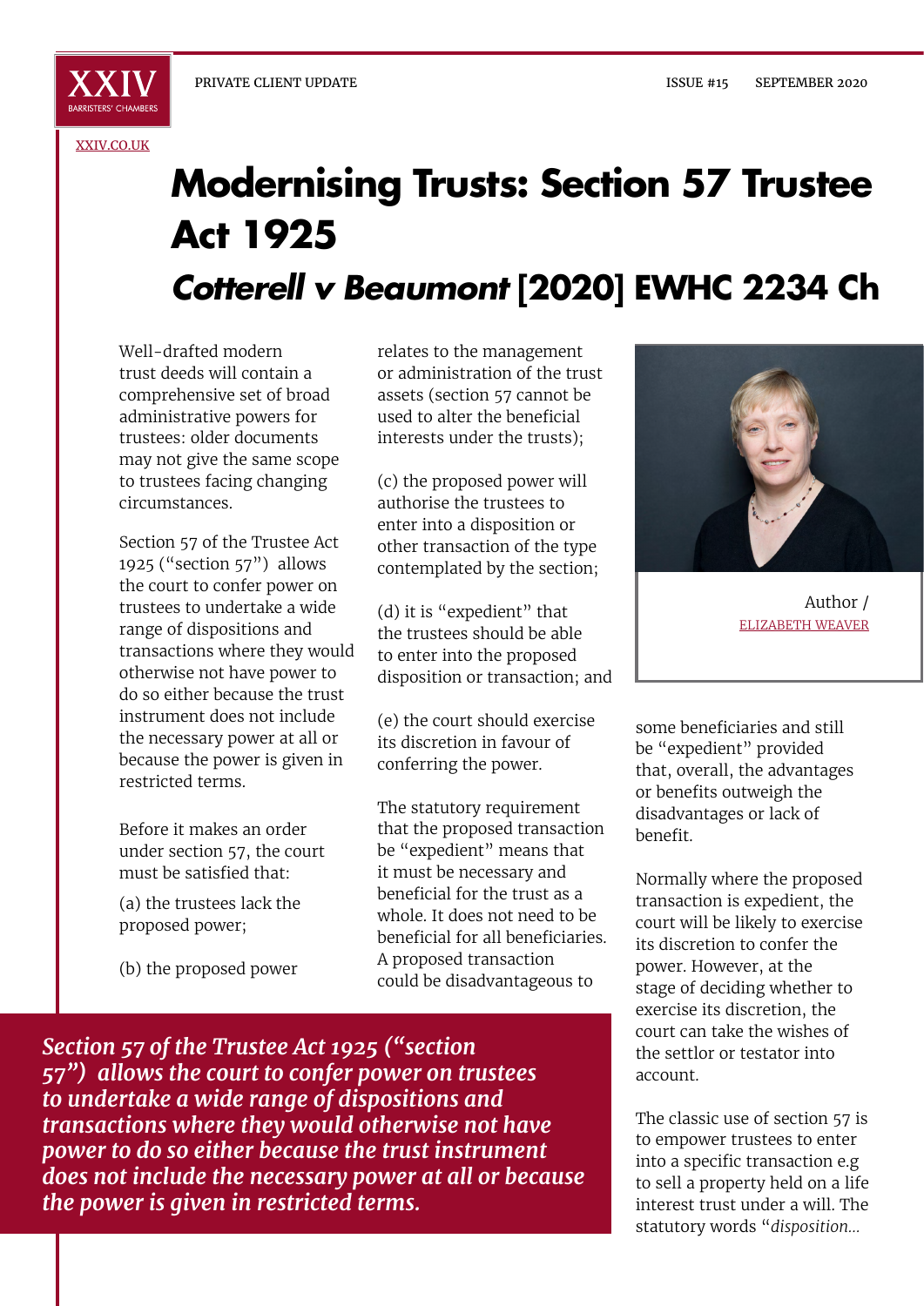XXIV BARRISTERS' CHAMBERS

PRIVATE CLIENT UPDATE ISSUE #15 SEPTEMBER 2020

XXIV.CO.UK

# Modernising Trusts: Section 57 Trustee Act 1925

## *Cotterell v Beaumont* [2020] EWHC 2234 Ch

Author / ELIZABETH WEAVER

Well-drafted modern trust deeds will contain a comprehensive set of broad administrative powers for trustees: older documents may not give the same scope to trustees facing changing circumstances.

Section 57 of the Trustee Act 1925 ("section 57") allows the court to confer power on trustees to undertake a wide range of dispositions and transactions where they would otherwise not have power to do so either because the trust instrument does not include the necessary power at all or because the power is given in restricted terms.

Before it makes an order under section 57, the court must be satisfied that:

(a) the trustees lack the proposed power;

(b) the proposed power relates to the management or administration of the trust assets (section 57 cannot be used to alter the beneficial interests under the trusts);

(c) the proposed power will authorise the trustees to enter into a disposition or other transaction of the type contemplated by the section;

(d) it is "expedient" that the trustees should be able to enter into the proposed disposition or transaction; and

(e) the court should exercise its discretion in favour of conferring the power.

The statutory requirement that the proposed transaction be "expedient" means that it must be necessary and beneficial for the trust as a whole. It does not need to be beneficial for all beneficiaries. A proposed transaction could be disadvantageous to some beneficiaries and still be "expedient" provided that, overall, the advantages or benefits outweigh the disadvantages or lack of benefit.

> ***Section 57 of the Trustee Act 1925 ("section 57") allows the court to confer power on trustees to undertake a wide range of dispositions and transactions where they would otherwise not have power to do so either because the trust instrument does not include the necessary power at all or because the power is given in restricted terms.***

Normally where the proposed transaction is expedient, the court will be likely to exercise its discretion to confer the power. However, at the stage of deciding whether to exercise its discretion, the court can take the wishes of the settlor or testator into account.

The classic use of section 57 is to empower trustees to enter into a specific transaction e.g to sell a property held on a life interest trust under a will. The statutory words "*disposition...*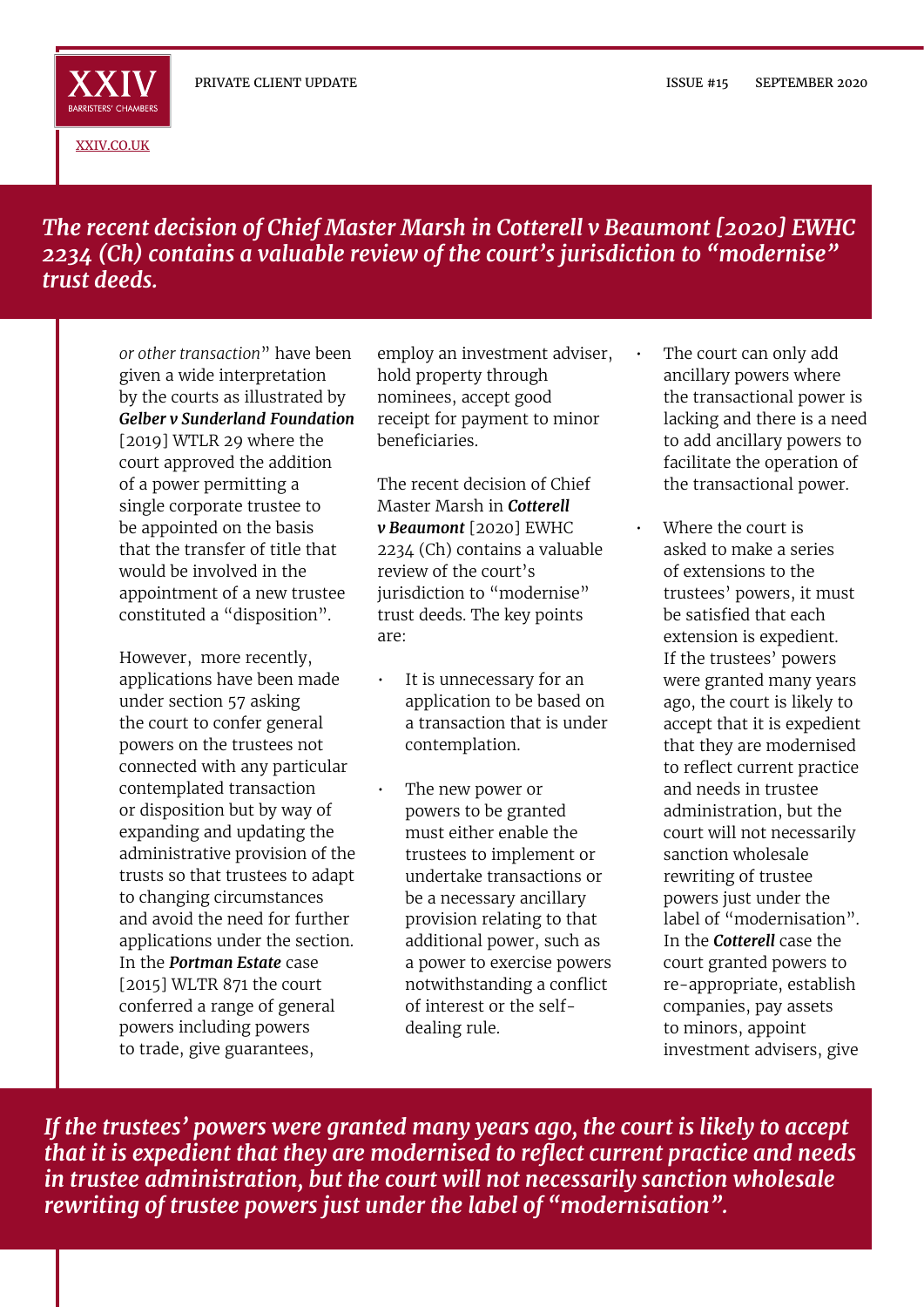*The recent decision of Chief Master Marsh in Cotterell v Beaumont [2020] EWHC 2234 (Ch) contains a valuable review of the court's jurisdiction to "modernise" trust deeds.*

*or other transaction*" have been given a wide interpretation by the courts as illustrated by ***Gelber v Sunderland Foundation*** [2019] WTLR 29 where the court approved the addition of a power permitting a single corporate trustee to be appointed on the basis that the transfer of title that would be involved in the appointment of a new trustee constituted a "disposition".

However, more recently, applications have been made under section 57 asking the court to confer general powers on the trustees not connected with any particular contemplated transaction or disposition but by way of expanding and updating the administrative provision of the trusts so that trustees to adapt to changing circumstances and avoid the need for further applications under the section. In the ***Portman Estate*** case [2015] WLTR 871 the court conferred a range of general powers including powers to trade, give guarantees, employ an investment adviser, hold property through nominees, accept good receipt for payment to minor beneficiaries.

The recent decision of Chief Master Marsh in ***Cotterell v Beaumont*** [2020] EWHC 2234 (Ch) contains a valuable review of the court's jurisdiction to "modernise" trust deeds. The key points are:

- It is unnecessary for an application to be based on a transaction that is under contemplation.
- The new power or powers to be granted must either enable the trustees to implement or undertake transactions or be a necessary ancillary provision relating to that additional power, such as a power to exercise powers notwithstanding a conflict of interest or the self-dealing rule.
- The court can only add ancillary powers where the transactional power is lacking and there is a need to add ancillary powers to facilitate the operation of the transactional power.
- Where the court is asked to make a series of extensions to the trustees' powers, it must be satisfied that each extension is expedient. If the trustees' powers were granted many years ago, the court is likely to accept that it is expedient that they are modernised to reflect current practice and needs in trustee administration, but the court will not necessarily sanction wholesale rewriting of trustee powers just under the label of "modernisation". In the ***Cotterell*** case the court granted powers to re-appropriate, establish companies, pay assets to minors, appoint investment advisers, give

*If the trustees' powers were granted many years ago, the court is likely to accept that it is expedient that they are modernised to reflect current practice and needs in trustee administration, but the court will not necessarily sanction wholesale rewriting of trustee powers just under the label of "modernisation".*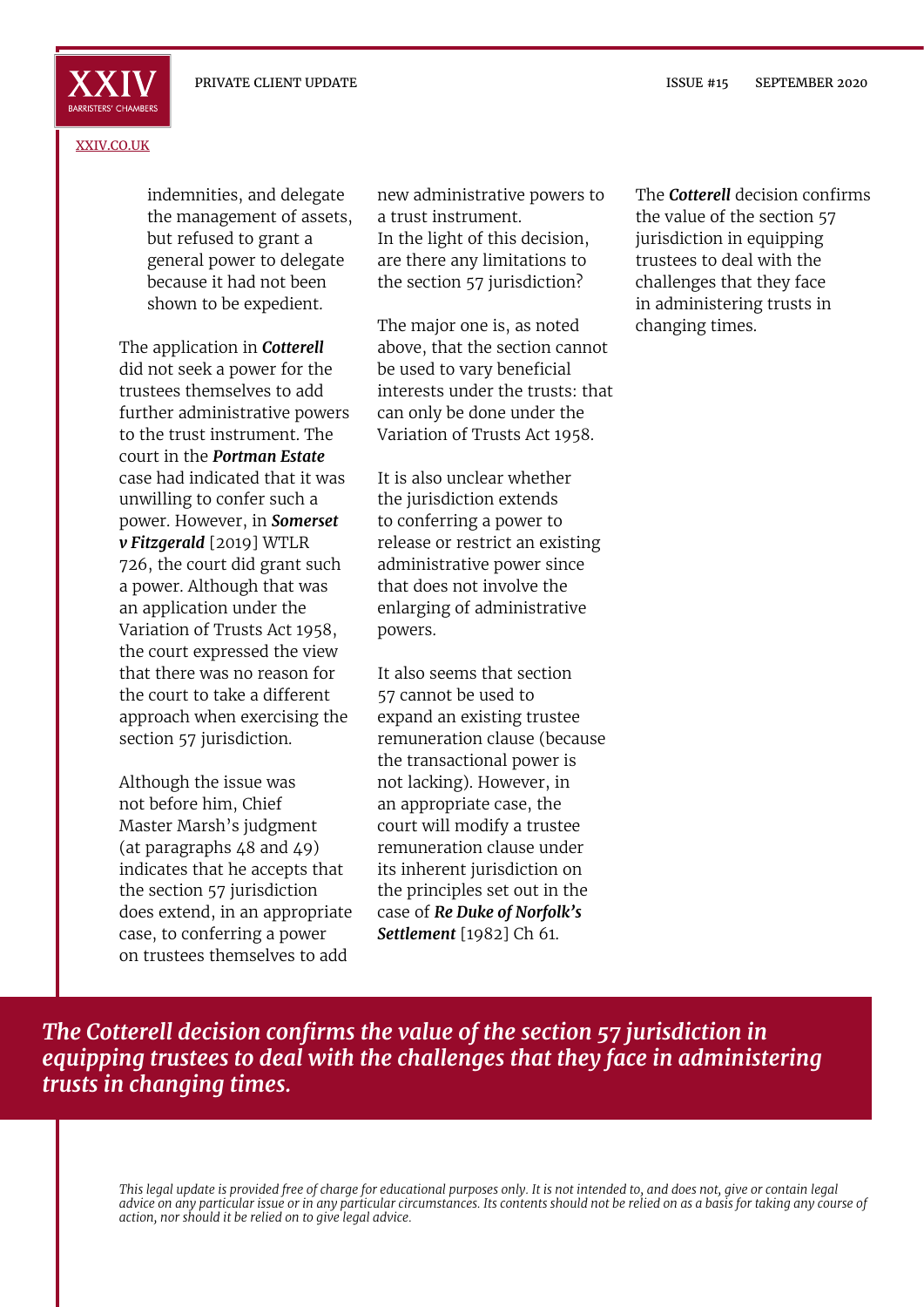indemnities, and delegate the management of assets, but refused to grant a general power to delegate because it had not been shown to be expedient.

The application in ***Cotterell*** did not seek a power for the trustees themselves to add further administrative powers to the trust instrument. The court in the ***Portman Estate*** case had indicated that it was unwilling to confer such a power. However, in ***Somerset v Fitzgerald*** [2019] WTLR 726, the court did grant such a power. Although that was an application under the Variation of Trusts Act 1958, the court expressed the view that there was no reason for the court to take a different approach when exercising the section 57 jurisdiction.

Although the issue was not before him, Chief Master Marsh's judgment (at paragraphs 48 and 49) indicates that he accepts that the section 57 jurisdiction does extend, in an appropriate case, to conferring a power on trustees themselves to add new administrative powers to a trust instrument.

In the light of this decision, are there any limitations to the section 57 jurisdiction?

The major one is, as noted above, that the section cannot be used to vary beneficial interests under the trusts: that can only be done under the Variation of Trusts Act 1958.

It is also unclear whether the jurisdiction extends to conferring a power to release or restrict an existing administrative power since that does not involve the enlarging of administrative powers.

It also seems that section 57 cannot be used to expand an existing trustee remuneration clause (because the transactional power is not lacking). However, in an appropriate case, the court will modify a trustee remuneration clause under its inherent jurisdiction on the principles set out in the case of ***Re Duke of Norfolk's Settlement*** [1982] Ch 61.

The ***Cotterell*** decision confirms the value of the section 57 jurisdiction in equipping trustees to deal with the challenges that they face in administering trusts in changing times.

***The Cotterell decision confirms the value of the section 57 jurisdiction in equipping trustees to deal with the challenges that they face in administering trusts in changing times.***

*This legal update is provided free of charge for educational purposes only. It is not intended to, and does not, give or contain legal advice on any particular issue or in any particular circumstances. Its contents should not be relied on as a basis for taking any course of action, nor should it be relied on to give legal advice.*